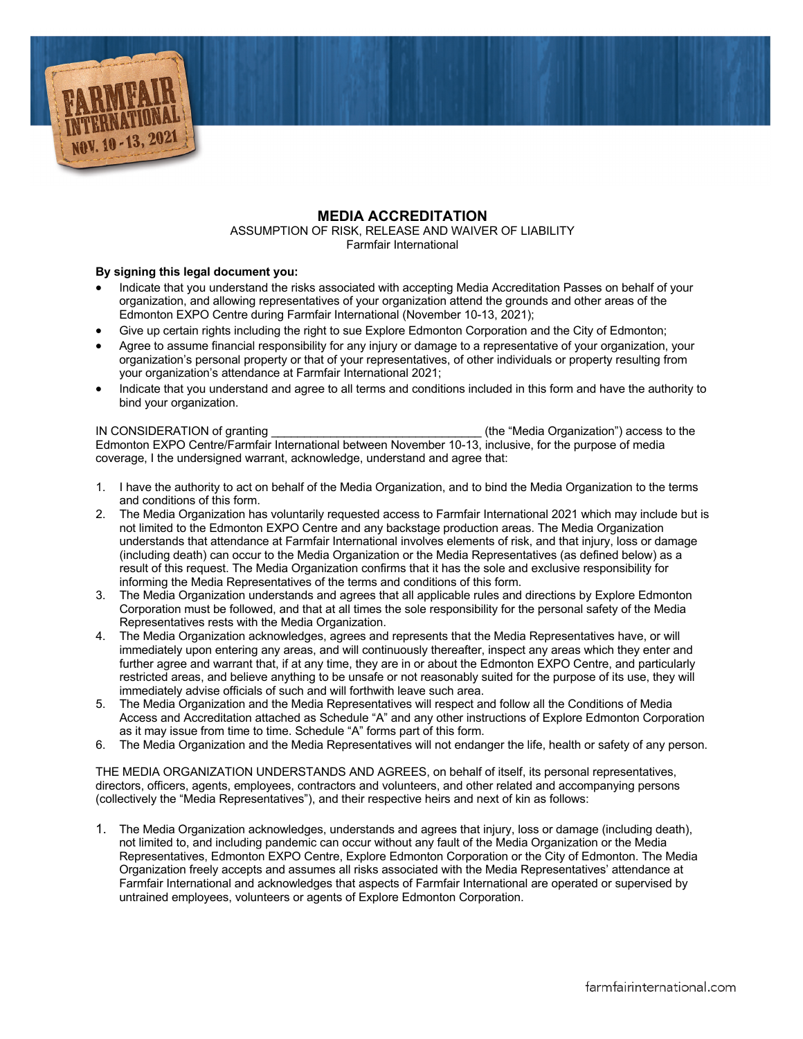# MEDIA ACCREDITATION

ASSUMPTION OF RISK, RELEASE AND WAIVER OF LIABILITY
Farmfair International

**By signing this legal document you:**

- Indicate that you understand the risks associated with accepting Media Accreditation Passes on behalf of your organization, and allowing representatives of your organization attend the grounds and other areas of the Edmonton EXPO Centre during Farmfair International (November 10-13, 2021);
- Give up certain rights including the right to sue Explore Edmonton Corporation and the City of Edmonton;
- Agree to assume financial responsibility for any injury or damage to a representative of your organization, your organization's personal property or that of your representatives, of other individuals or property resulting from your organization's attendance at Farmfair International 2021;
- Indicate that you understand and agree to all terms and conditions included in this form and have the authority to bind your organization.

IN CONSIDERATION of granting ________________________________ (the "Media Organization") access to the Edmonton EXPO Centre/Farmfair International between November 10-13, inclusive, for the purpose of media coverage, I the undersigned warrant, acknowledge, understand and agree that:

1. I have the authority to act on behalf of the Media Organization, and to bind the Media Organization to the terms and conditions of this form.
2. The Media Organization has voluntarily requested access to Farmfair International 2021 which may include but is not limited to the Edmonton EXPO Centre and any backstage production areas. The Media Organization understands that attendance at Farmfair International involves elements of risk, and that injury, loss or damage (including death) can occur to the Media Organization or the Media Representatives (as defined below) as a result of this request. The Media Organization confirms that it has the sole and exclusive responsibility for informing the Media Representatives of the terms and conditions of this form.
3. The Media Organization understands and agrees that all applicable rules and directions by Explore Edmonton Corporation must be followed, and that at all times the sole responsibility for the personal safety of the Media Representatives rests with the Media Organization.
4. The Media Organization acknowledges, agrees and represents that the Media Representatives have, or will immediately upon entering any areas, and will continuously thereafter, inspect any areas which they enter and further agree and warrant that, if at any time, they are in or about the Edmonton EXPO Centre, and particularly restricted areas, and believe anything to be unsafe or not reasonably suited for the purpose of its use, they will immediately advise officials of such and will forthwith leave such area.
5. The Media Organization and the Media Representatives will respect and follow all the Conditions of Media Access and Accreditation attached as Schedule "A" and any other instructions of Explore Edmonton Corporation as it may issue from time to time. Schedule "A" forms part of this form.
6. The Media Organization and the Media Representatives will not endanger the life, health or safety of any person.

THE MEDIA ORGANIZATION UNDERSTANDS AND AGREES, on behalf of itself, its personal representatives, directors, officers, agents, employees, contractors and volunteers, and other related and accompanying persons (collectively the "Media Representatives"), and their respective heirs and next of kin as follows:

1. The Media Organization acknowledges, understands and agrees that injury, loss or damage (including death), not limited to, and including pandemic can occur without any fault of the Media Organization or the Media Representatives, Edmonton EXPO Centre, Explore Edmonton Corporation or the City of Edmonton. The Media Organization freely accepts and assumes all risks associated with the Media Representatives' attendance at Farmfair International and acknowledges that aspects of Farmfair International are operated or supervised by untrained employees, volunteers or agents of Explore Edmonton Corporation.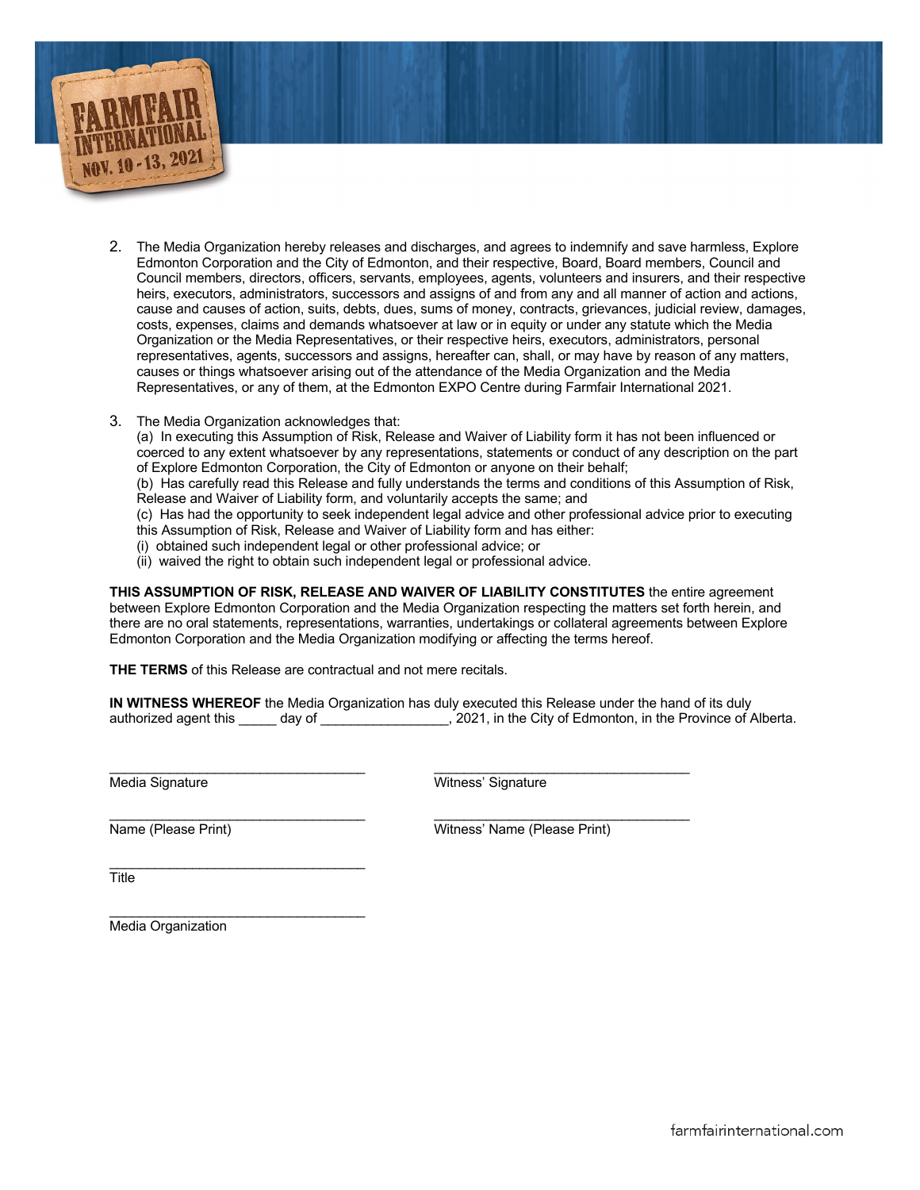2. The Media Organization hereby releases and discharges, and agrees to indemnify and save harmless, Explore Edmonton Corporation and the City of Edmonton, and their respective, Board, Board members, Council and Council members, directors, officers, servants, employees, agents, volunteers and insurers, and their respective heirs, executors, administrators, successors and assigns of and from any and all manner of action and actions, cause and causes of action, suits, debts, dues, sums of money, contracts, grievances, judicial review, damages, costs, expenses, claims and demands whatsoever at law or in equity or under any statute which the Media Organization or the Media Representatives, or their respective heirs, executors, administrators, personal representatives, agents, successors and assigns, hereafter can, shall, or may have by reason of any matters, causes or things whatsoever arising out of the attendance of the Media Organization and the Media Representatives, or any of them, at the Edmonton EXPO Centre during Farmfair International 2021.

3. The Media Organization acknowledges that:
   (a) In executing this Assumption of Risk, Release and Waiver of Liability form it has not been influenced or coerced to any extent whatsoever by any representations, statements or conduct of any description on the part of Explore Edmonton Corporation, the City of Edmonton or anyone on their behalf;
   (b) Has carefully read this Release and fully understands the terms and conditions of this Assumption of Risk, Release and Waiver of Liability form, and voluntarily accepts the same; and
   (c) Has had the opportunity to seek independent legal advice and other professional advice prior to executing this Assumption of Risk, Release and Waiver of Liability form and has either:
   (i) obtained such independent legal or other professional advice; or
   (ii) waived the right to obtain such independent legal or professional advice.

**THIS ASSUMPTION OF RISK, RELEASE AND WAIVER OF LIABILITY CONSTITUTES** the entire agreement between Explore Edmonton Corporation and the Media Organization respecting the matters set forth herein, and there are no oral statements, representations, warranties, undertakings or collateral agreements between Explore Edmonton Corporation and the Media Organization modifying or affecting the terms hereof.

**THE TERMS** of this Release are contractual and not mere recitals.

**IN WITNESS WHEREOF** the Media Organization has duly executed this Release under the hand of its duly authorized agent this _____ day of _________________, 2021, in the City of Edmonton, in the Province of Alberta.

___________________________________
Media Signature

___________________________________
Witness' Signature

___________________________________
Name (Please Print)

___________________________________
Witness' Name (Please Print)

___________________________________
Title

___________________________________
Media Organization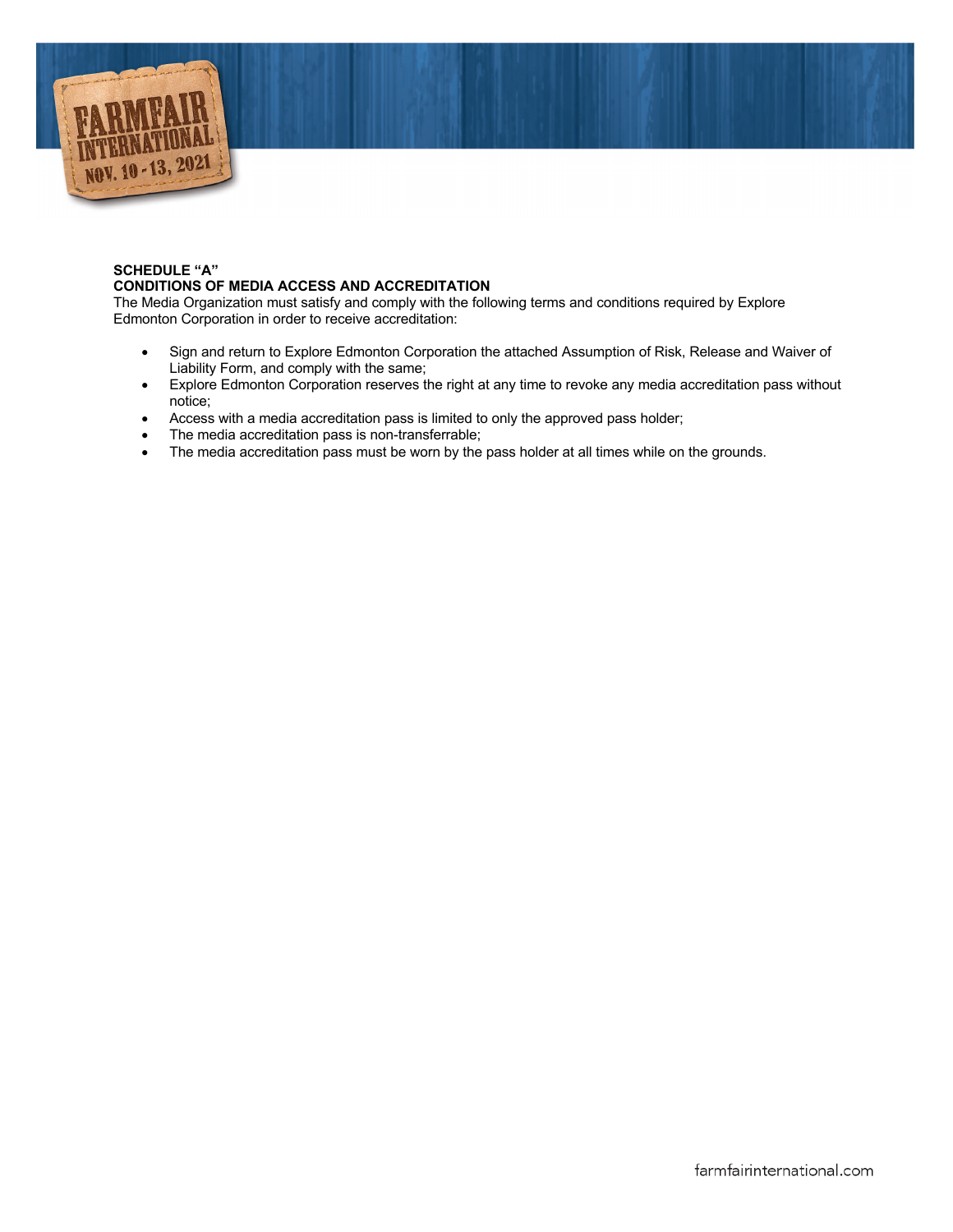**SCHEDULE "A"**
**CONDITIONS OF MEDIA ACCESS AND ACCREDITATION**

The Media Organization must satisfy and comply with the following terms and conditions required by Explore Edmonton Corporation in order to receive accreditation:

- Sign and return to Explore Edmonton Corporation the attached Assumption of Risk, Release and Waiver of Liability Form, and comply with the same;
- Explore Edmonton Corporation reserves the right at any time to revoke any media accreditation pass without notice;
- Access with a media accreditation pass is limited to only the approved pass holder;
- The media accreditation pass is non-transferrable;
- The media accreditation pass must be worn by the pass holder at all times while on the grounds.